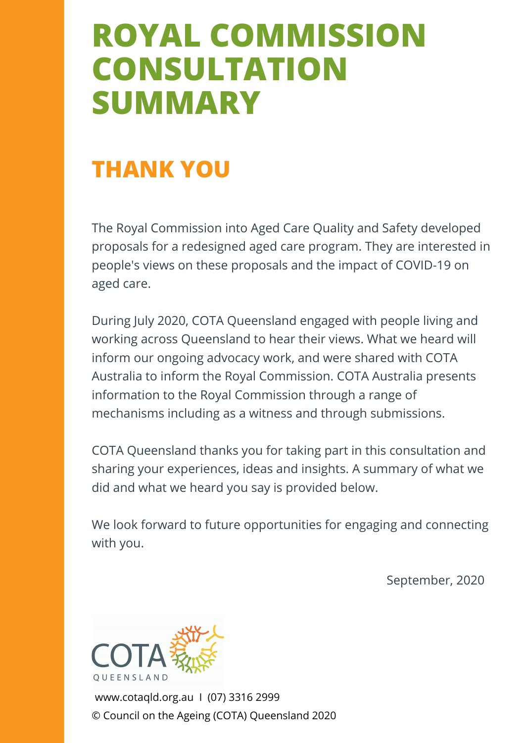# ROYAL COMMISSION CONSULTATION SUMMARY

## THANK YOU

The Royal Commission into Aged Care Quality and Safety developed proposals for a redesigned aged care program. They are interested in people's views on these proposals and the impact of COVID-19 on aged care.

During July 2020, COTA Queensland engaged with people living and working across Queensland to hear their views. What we heard will inform our ongoing advocacy work, and were shared with COTA Australia to inform the Royal Commission. COTA Australia presents information to the Royal Commission through a range of mechanisms including as a witness and through submissions.

COTA Queensland thanks you for taking part in this consultation and sharing your experiences, ideas and insights. A summary of what we did and what we heard you say is provided below.

We look forward to future opportunities for engaging and connecting with you.

September, 2020

COTA QUEENSLAND

www.cotaqld.org.au I (07) 3316 2999

© Council on the Ageing (COTA) Queensland 2020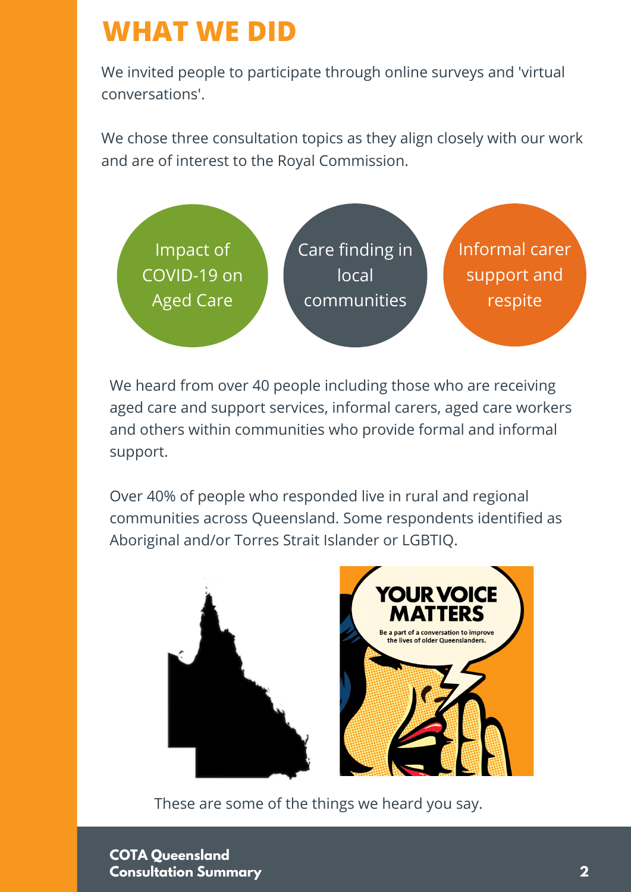# WHAT WE DID

We invited people to participate through online surveys and 'virtual conversations'.

We chose three consultation topics as they align closely with our work and are of interest to the Royal Commission.

- Impact of COVID-19 on Aged Care
- Care finding in local communities
- Informal carer support and respite

We heard from over 40 people including those who are receiving aged care and support services, informal carers, aged care workers and others within communities who provide formal and informal support.

Over 40% of people who responded live in rural and regional communities across Queensland. Some respondents identified as Aboriginal and/or Torres Strait Islander or LGBTIQ.

These are some of the things we heard you say.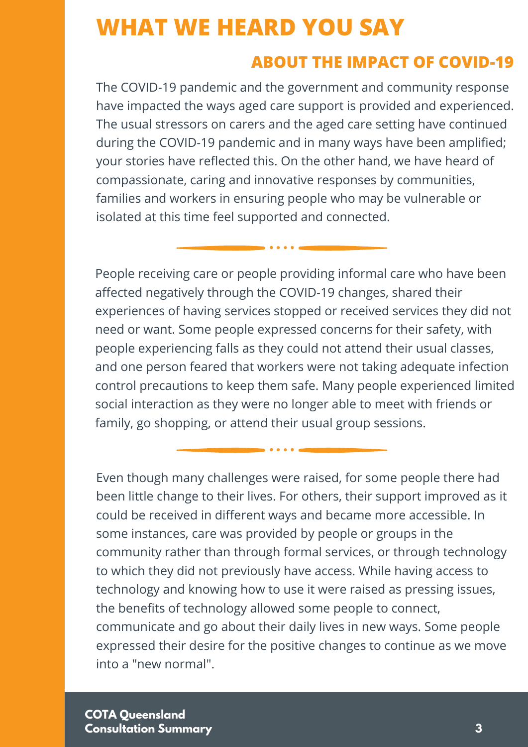# WHAT WE HEARD YOU SAY

## ABOUT THE IMPACT OF COVID-19

The COVID-19 pandemic and the government and community response have impacted the ways aged care support is provided and experienced. The usual stressors on carers and the aged care setting have continued during the COVID-19 pandemic and in many ways have been amplified; your stories have reflected this. On the other hand, we have heard of compassionate, caring and innovative responses by communities, families and workers in ensuring people who may be vulnerable or isolated at this time feel supported and connected.

People receiving care or people providing informal care who have been affected negatively through the COVID-19 changes, shared their experiences of having services stopped or received services they did not need or want. Some people expressed concerns for their safety, with people experiencing falls as they could not attend their usual classes, and one person feared that workers were not taking adequate infection control precautions to keep them safe. Many people experienced limited social interaction as they were no longer able to meet with friends or family, go shopping, or attend their usual group sessions.

Even though many challenges were raised, for some people there had been little change to their lives. For others, their support improved as it could be received in different ways and became more accessible. In some instances, care was provided by people or groups in the community rather than through formal services, or through technology to which they did not previously have access. While having access to technology and knowing how to use it were raised as pressing issues, the benefits of technology allowed some people to connect, communicate and go about their daily lives in new ways. Some people expressed their desire for the positive changes to continue as we move into a "new normal".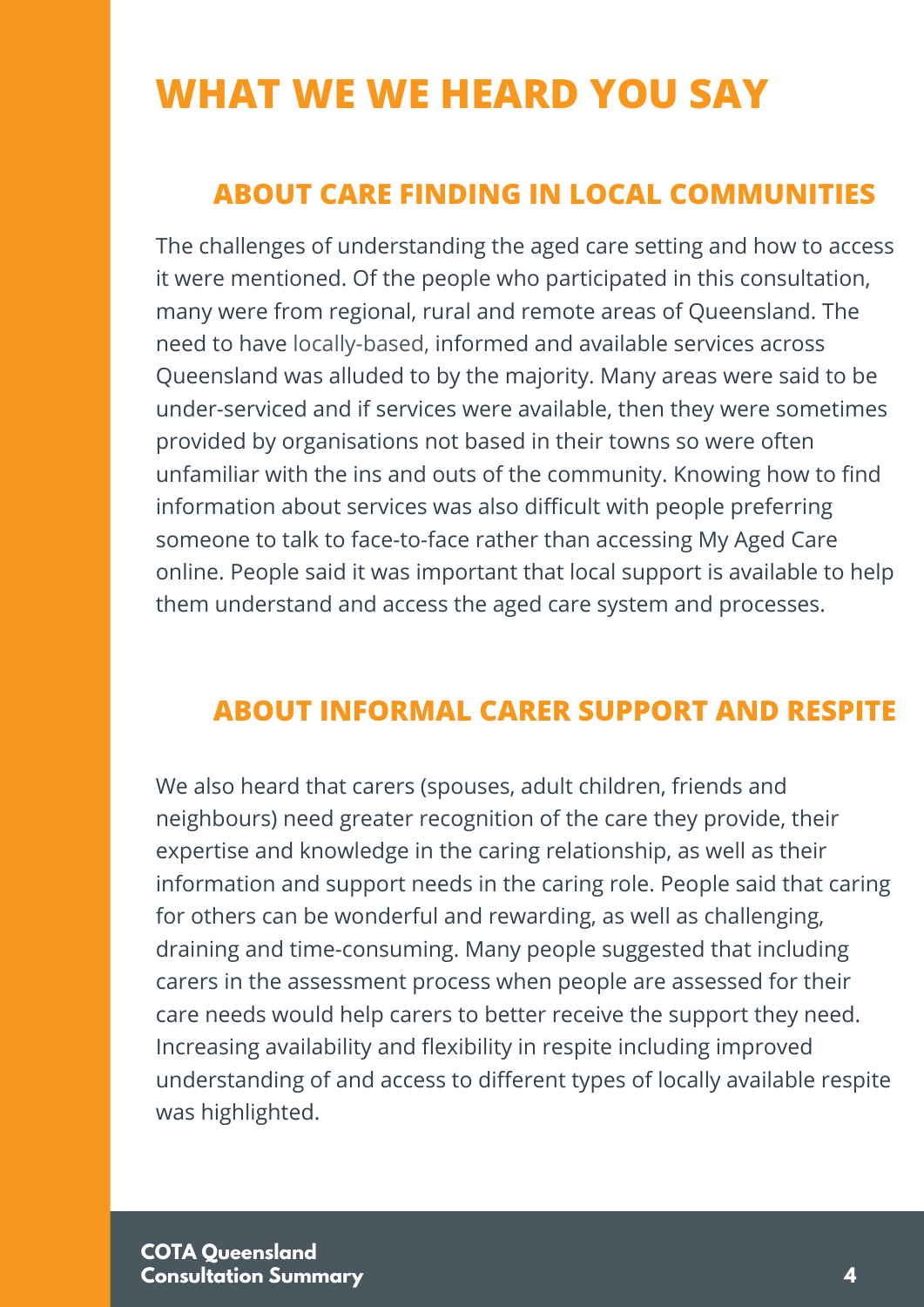# WHAT WE WE HEARD YOU SAY

## ABOUT CARE FINDING IN LOCAL COMMUNITIES

The challenges of understanding the aged care setting and how to access it were mentioned. Of the people who participated in this consultation, many were from regional, rural and remote areas of Queensland. The need to have locally-based, informed and available services across Queensland was alluded to by the majority. Many areas were said to be under-serviced and if services were available, then they were sometimes provided by organisations not based in their towns so were often unfamiliar with the ins and outs of the community. Knowing how to find information about services was also difficult with people preferring someone to talk to face-to-face rather than accessing My Aged Care online. People said it was important that local support is available to help them understand and access the aged care system and processes.

## ABOUT INFORMAL CARER SUPPORT AND RESPITE

We also heard that carers (spouses, adult children, friends and neighbours) need greater recognition of the care they provide, their expertise and knowledge in the caring relationship, as well as their information and support needs in the caring role. People said that caring for others can be wonderful and rewarding, as well as challenging, draining and time-consuming. Many people suggested that including carers in the assessment process when people are assessed for their care needs would help carers to better receive the support they need. Increasing availability and flexibility in respite including improved understanding of and access to different types of locally available respite was highlighted.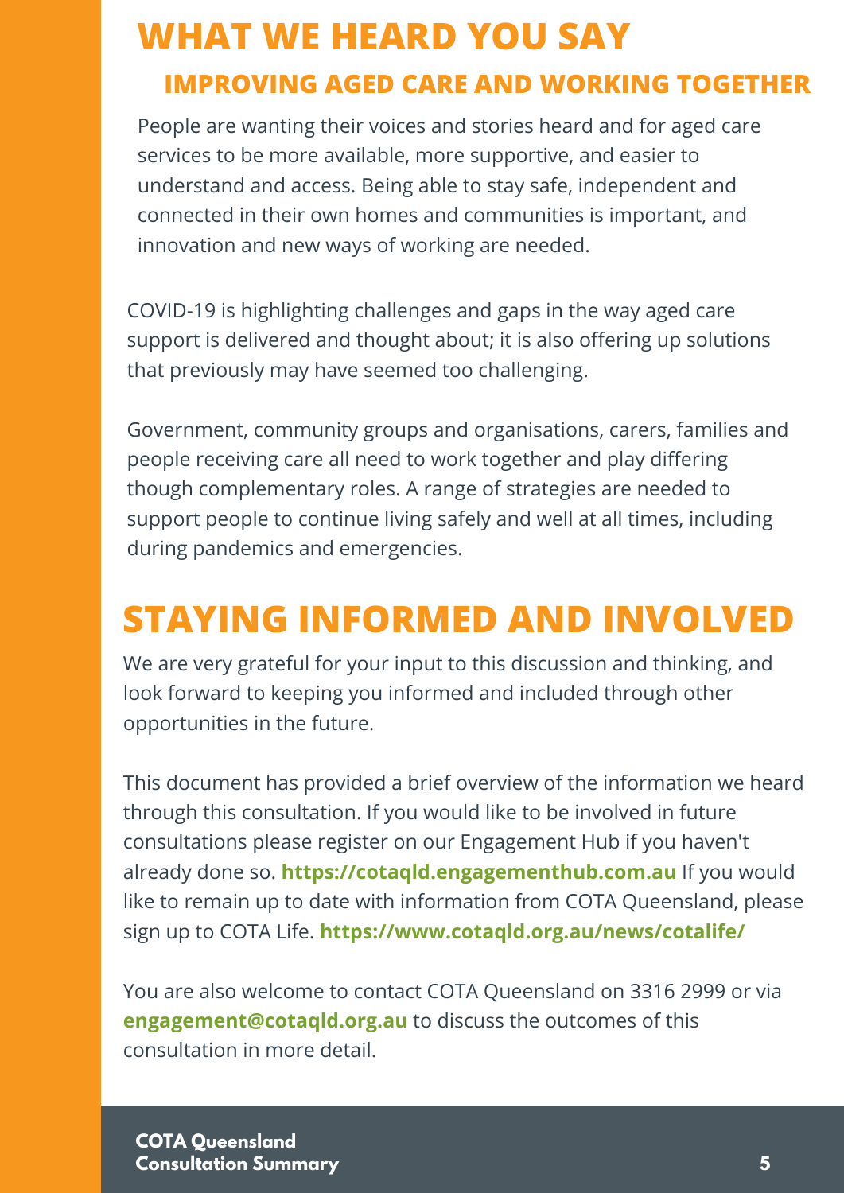# WHAT WE HEARD YOU SAY

## IMPROVING AGED CARE AND WORKING TOGETHER

People are wanting their voices and stories heard and for aged care services to be more available, more supportive, and easier to understand and access. Being able to stay safe, independent and connected in their own homes and communities is important, and innovation and new ways of working are needed.

COVID-19 is highlighting challenges and gaps in the way aged care support is delivered and thought about; it is also offering up solutions that previously may have seemed too challenging.

Government, community groups and organisations, carers, families and people receiving care all need to work together and play differing though complementary roles. A range of strategies are needed to support people to continue living safely and well at all times, including during pandemics and emergencies.

# STAYING INFORMED AND INVOLVED

We are very grateful for your input to this discussion and thinking, and look forward to keeping you informed and included through other opportunities in the future.

This document has provided a brief overview of the information we heard through this consultation. If you would like to be involved in future consultations please register on our Engagement Hub if you haven't already done so. **https://cotaqld.engagementhub.com.au** If you would like to remain up to date with information from COTA Queensland, please sign up to COTA Life. **https://www.cotaqld.org.au/news/cotalife/**

You are also welcome to contact COTA Queensland on 3316 2999 or via **engagement@cotaqld.org.au** to discuss the outcomes of this consultation in more detail.